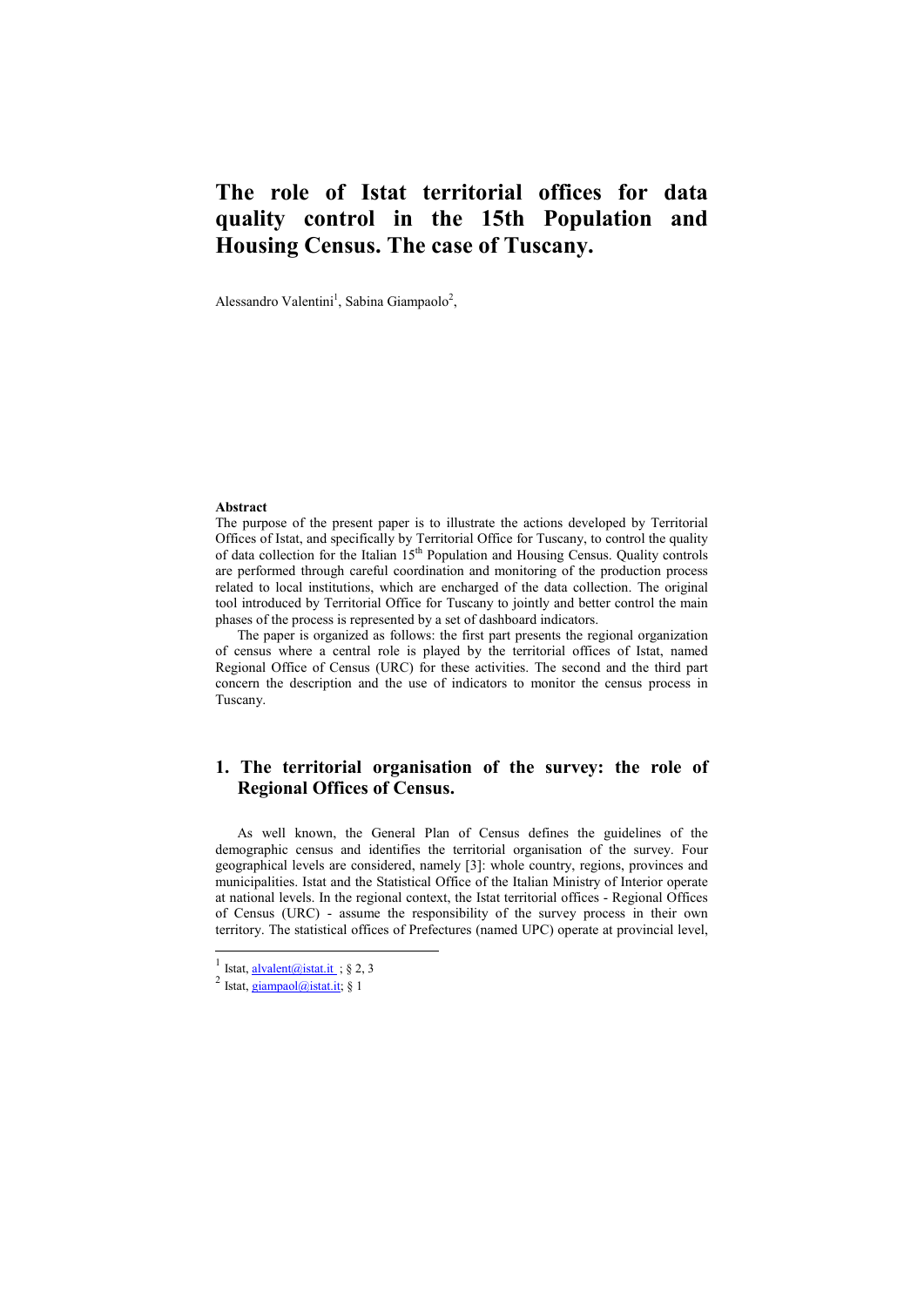# The role of Istat territorial offices for data quality control in the 15th Population and Housing Census. The case of Tuscany.

Alessandro Valentini[1], Sabina Giampaolo[2],

**Abstract**

The purpose of the present paper is to illustrate the actions developed by Territorial Offices of Istat, and specifically by Territorial Office for Tuscany, to control the quality of data collection for the Italian 15th Population and Housing Census. Quality controls are performed through careful coordination and monitoring of the production process related to local institutions, which are encharged of the data collection. The original tool introduced by Territorial Office for Tuscany to jointly and better control the main phases of the process is represented by a set of dashboard indicators.

The paper is organized as follows: the first part presents the regional organization of census where a central role is played by the territorial offices of Istat, named Regional Office of Census (URC) for these activities. The second and the third part concern the description and the use of indicators to monitor the census process in Tuscany.

## 1. The territorial organisation of the survey: the role of Regional Offices of Census.

As well known, the General Plan of Census defines the guidelines of the demographic census and identifies the territorial organisation of the survey. Four geographical levels are considered, namely [3]: whole country, regions, provinces and municipalities. Istat and the Statistical Office of the Italian Ministry of Interior operate at national levels. In the regional context, the Istat territorial offices - Regional Offices of Census (URC) - assume the responsibility of the survey process in their own territory. The statistical offices of Prefectures (named UPC) operate at provincial level,

[1] Istat, alvalent@istat.it ; § 2, 3

[2] Istat, giampaol@istat.it; § 1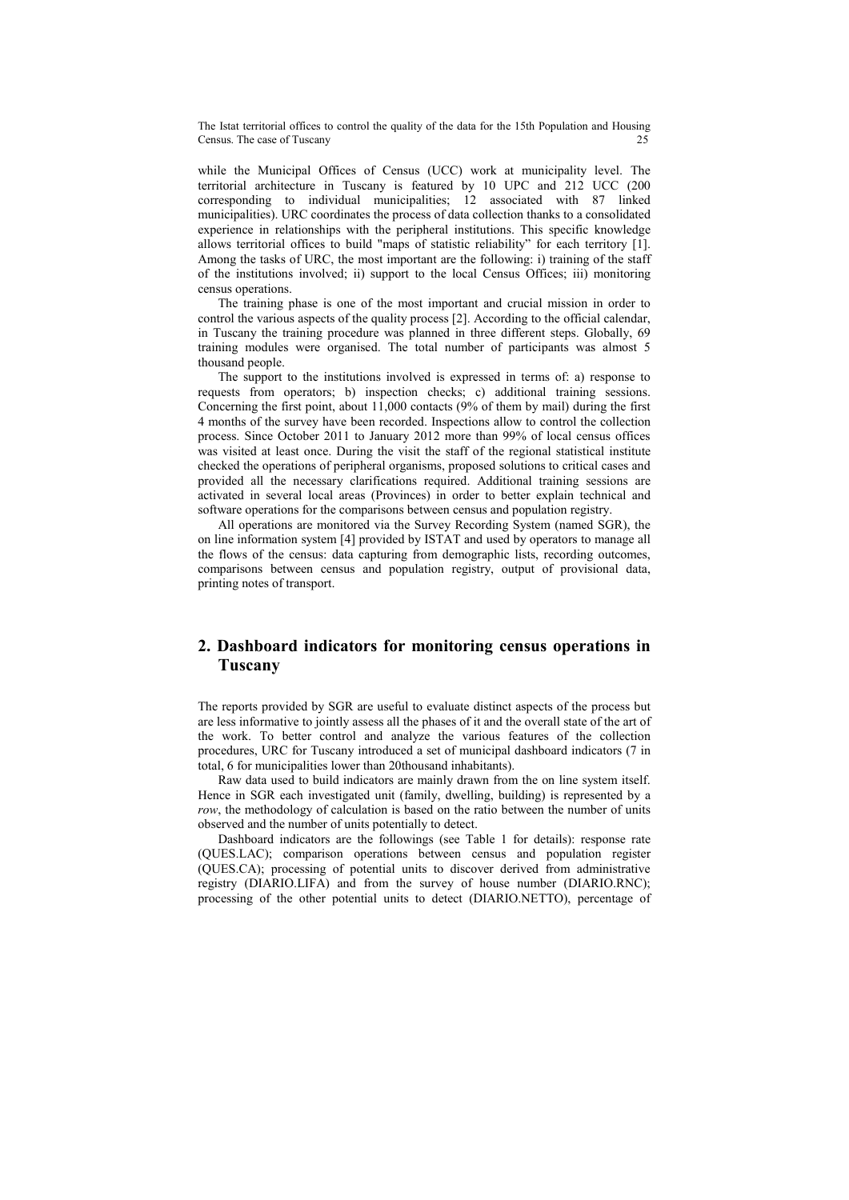while the Municipal Offices of Census (UCC) work at municipality level. The territorial architecture in Tuscany is featured by 10 UPC and 212 UCC (200 corresponding to individual municipalities; 12 associated with 87 linked municipalities). URC coordinates the process of data collection thanks to a consolidated experience in relationships with the peripheral institutions. This specific knowledge allows territorial offices to build "maps of statistic reliability" for each territory [1]. Among the tasks of URC, the most important are the following: i) training of the staff of the institutions involved; ii) support to the local Census Offices; iii) monitoring census operations.

The training phase is one of the most important and crucial mission in order to control the various aspects of the quality process [2]. According to the official calendar, in Tuscany the training procedure was planned in three different steps. Globally, 69 training modules were organised. The total number of participants was almost 5 thousand people.

The support to the institutions involved is expressed in terms of: a) response to requests from operators; b) inspection checks; c) additional training sessions. Concerning the first point, about 11,000 contacts (9% of them by mail) during the first 4 months of the survey have been recorded. Inspections allow to control the collection process. Since October 2011 to January 2012 more than 99% of local census offices was visited at least once. During the visit the staff of the regional statistical institute checked the operations of peripheral organisms, proposed solutions to critical cases and provided all the necessary clarifications required. Additional training sessions are activated in several local areas (Provinces) in order to better explain technical and software operations for the comparisons between census and population registry.

All operations are monitored via the Survey Recording System (named SGR), the on line information system [4] provided by ISTAT and used by operators to manage all the flows of the census: data capturing from demographic lists, recording outcomes, comparisons between census and population registry, output of provisional data, printing notes of transport.

## 2. Dashboard indicators for monitoring census operations in Tuscany

The reports provided by SGR are useful to evaluate distinct aspects of the process but are less informative to jointly assess all the phases of it and the overall state of the art of the work. To better control and analyze the various features of the collection procedures, URC for Tuscany introduced a set of municipal dashboard indicators (7 in total, 6 for municipalities lower than 20thousand inhabitants).

Raw data used to build indicators are mainly drawn from the on line system itself. Hence in SGR each investigated unit (family, dwelling, building) is represented by a *row*, the methodology of calculation is based on the ratio between the number of units observed and the number of units potentially to detect.

Dashboard indicators are the followings (see Table 1 for details): response rate (QUES.LAC); comparison operations between census and population register (QUES.CA); processing of potential units to discover derived from administrative registry (DIARIO.LIFA) and from the survey of house number (DIARIO.RNC); processing of the other potential units to detect (DIARIO.NETTO), percentage of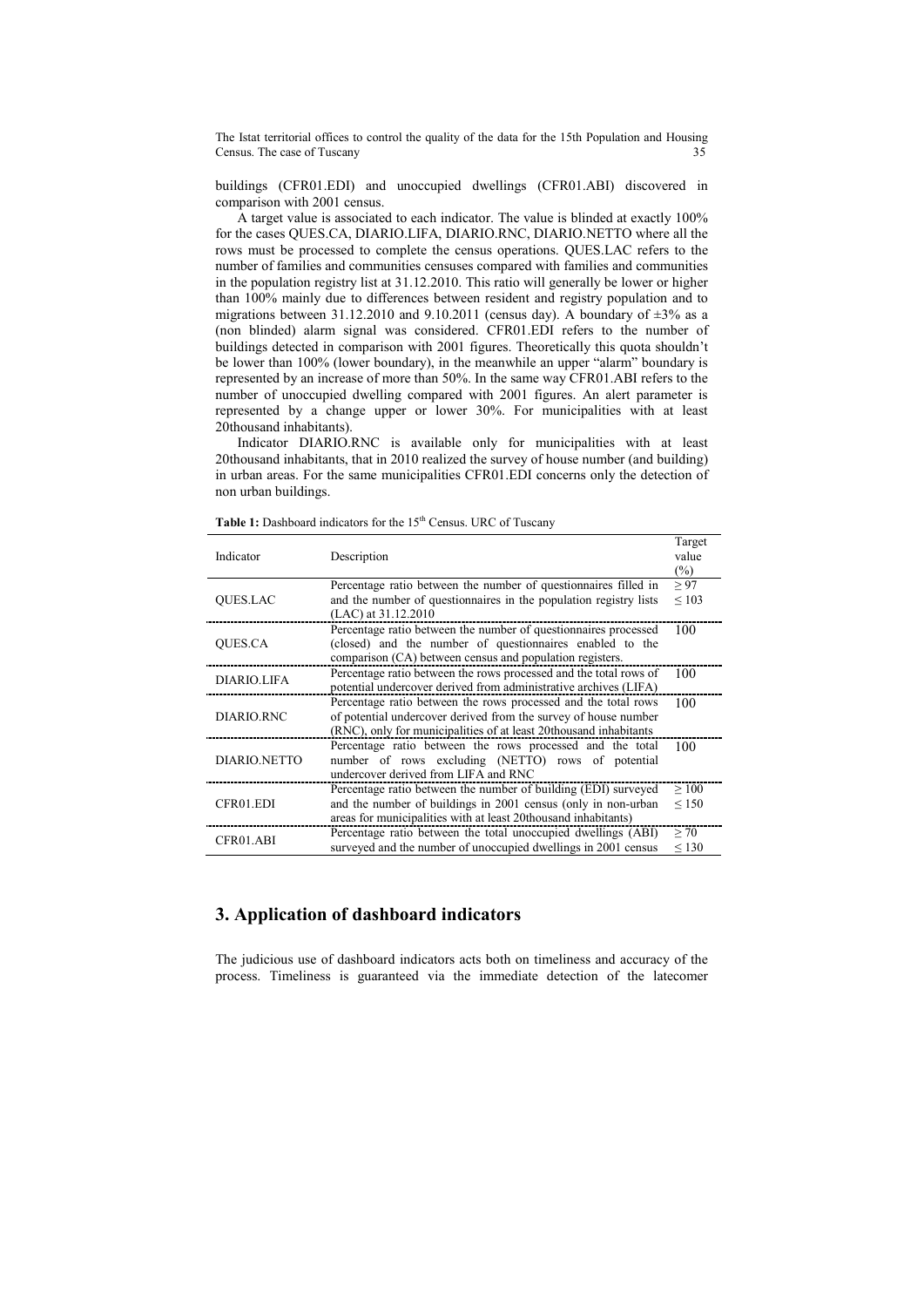buildings (CFR01.EDI) and unoccupied dwellings (CFR01.ABI) discovered in comparison with 2001 census.

A target value is associated to each indicator. The value is blinded at exactly 100% for the cases QUES.CA, DIARIO.LIFA, DIARIO.RNC, DIARIO.NETTO where all the rows must be processed to complete the census operations. QUES.LAC refers to the number of families and communities censuses compared with families and communities in the population registry list at 31.12.2010. This ratio will generally be lower or higher than 100% mainly due to differences between resident and registry population and to migrations between 31.12.2010 and 9.10.2011 (census day). A boundary of ±3% as a (non blinded) alarm signal was considered. CFR01.EDI refers to the number of buildings detected in comparison with 2001 figures. Theoretically this quota shouldn't be lower than 100% (lower boundary), in the meanwhile an upper "alarm" boundary is represented by an increase of more than 50%. In the same way CFR01.ABI refers to the number of unoccupied dwelling compared with 2001 figures. An alert parameter is represented by a change upper or lower 30%. For municipalities with at least 20thousand inhabitants).

Indicator DIARIO.RNC is available only for municipalities with at least 20thousand inhabitants, that in 2010 realized the survey of house number (and building) in urban areas. For the same municipalities CFR01.EDI concerns only the detection of non urban buildings.

**Table 1:** Dashboard indicators for the 15th Census. URC of Tuscany

| Indicator | Description | Target value (%) |
|---|---|---|
| QUES.LAC | Percentage ratio between the number of questionnaires filled in and the number of questionnaires in the population registry lists (LAC) at 31.12.2010 | ≥ 97<br>≤ 103 |
| QUES.CA | Percentage ratio between the number of questionnaires processed (closed) and the number of questionnaires enabled to the comparison (CA) between census and population registers. | 100 |
| DIARIO.LIFA | Percentage ratio between the rows processed and the total rows of potential undercover derived from administrative archives (LIFA) | 100 |
| DIARIO.RNC | Percentage ratio between the rows processed and the total rows of potential undercover derived from the survey of house number (RNC), only for municipalities of at least 20thousand inhabitants | 100 |
| DIARIO.NETTO | Percentage ratio between the rows processed and the total number of rows excluding (NETTO) rows of potential undercover derived from LIFA and RNC | 100 |
| CFR01.EDI | Percentage ratio between the number of building (EDI) surveyed and the number of buildings in 2001 census (only in non-urban areas for municipalities with at least 20thousand inhabitants) | ≥ 100<br>≤ 150 |
| CFR01.ABI | Percentage ratio between the total unoccupied dwellings (ABI) surveyed and the number of unoccupied dwellings in 2001 census | ≥ 70<br>≤ 130 |

## 3. Application of dashboard indicators

The judicious use of dashboard indicators acts both on timeliness and accuracy of the process. Timeliness is guaranteed via the immediate detection of the latecomer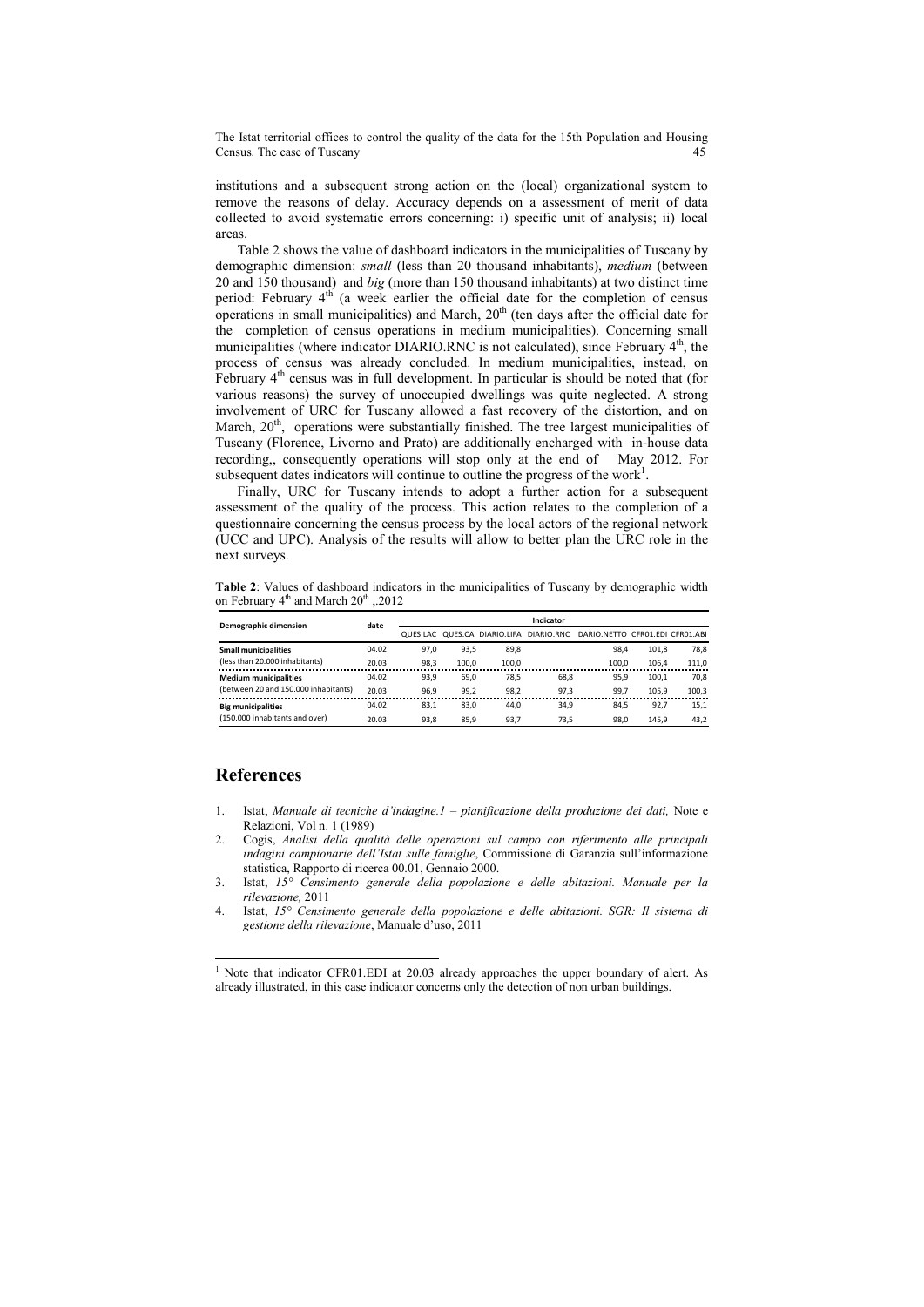institutions and a subsequent strong action on the (local) organizational system to remove the reasons of delay. Accuracy depends on a assessment of merit of data collected to avoid systematic errors concerning: i) specific unit of analysis; ii) local areas.

Table 2 shows the value of dashboard indicators in the municipalities of Tuscany by demographic dimension: *small* (less than 20 thousand inhabitants), *medium* (between 20 and 150 thousand) and *big* (more than 150 thousand inhabitants) at two distinct time period: February 4th (a week earlier the official date for the completion of census operations in small municipalities) and March, 20th (ten days after the official date for the completion of census operations in medium municipalities). Concerning small municipalities (where indicator DIARIO.RNC is not calculated), since February 4th, the process of census was already concluded. In medium municipalities, instead, on February 4th census was in full development. In particular is should be noted that (for various reasons) the survey of unoccupied dwellings was quite neglected. A strong involvement of URC for Tuscany allowed a fast recovery of the distortion, and on March, 20th, operations were substantially finished. The tree largest municipalities of Tuscany (Florence, Livorno and Prato) are additionally encharged with in-house data recording,, consequently operations will stop only at the end of May 2012. For subsequent dates indicators will continue to outline the progress of the work[1].

Finally, URC for Tuscany intends to adopt a further action for a subsequent assessment of the quality of the process. This action relates to the completion of a questionnaire concerning the census process by the local actors of the regional network (UCC and UPC). Analysis of the results will allow to better plan the URC role in the next surveys.

**Table 2**: Values of dashboard indicators in the municipalities of Tuscany by demographic width on February 4th and March 20th ,.2012

| Demographic dimension | date | Indicator | | | | | | |
|---|---|---|---|---|---|---|---|---|
| | | QUES.LAC | QUES.CA | DIARIO.LIFA | DIARIO.RNC | DARIO.NETTO | CFR01.EDI | CFR01.ABI |
| **Small municipalities** (less than 20.000 inhabitants) | 04.02 | 97,0 | 93,5 | 89,8 | | 98,4 | 101,8 | 78,8 |
| | 20.03 | 98,3 | 100,0 | 100,0 | | 100,0 | 106,4 | 111,0 |
| **Medium municipalities** (between 20 and 150.000 inhabitants) | 04.02 | 93,9 | 69,0 | 78,5 | 68,8 | 95,9 | 100,1 | 70,8 |
| | 20.03 | 96,9 | 99,2 | 98,2 | 97,3 | 99,7 | 105,9 | 100,3 |
| **Big municipalities** (150.000 inhabitants and over) | 04.02 | 83,1 | 83,0 | 44,0 | 34,9 | 84,5 | 92,7 | 15,1 |
| | 20.03 | 93,8 | 85,9 | 93,7 | 73,5 | 98,0 | 145,9 | 43,2 |

# References

1. Istat, *Manuale di tecniche d'indagine.1 – pianificazione della produzione dei dati,* Note e Relazioni, Vol n. 1 (1989)
2. Cogis, *Analisi della qualità delle operazioni sul campo con riferimento alle principali indagini campionarie dell'Istat sulle famiglie*, Commissione di Garanzia sull'informazione statistica, Rapporto di ricerca 00.01, Gennaio 2000.
3. Istat, *15° Censimento generale della popolazione e delle abitazioni. Manuale per la rilevazione,* 2011
4. Istat, *15° Censimento generale della popolazione e delle abitazioni. SGR: Il sistema di gestione della rilevazione*, Manuale d'uso, 2011

[1] Note that indicator CFR01.EDI at 20.03 already approaches the upper boundary of alert. As already illustrated, in this case indicator concerns only the detection of non urban buildings.